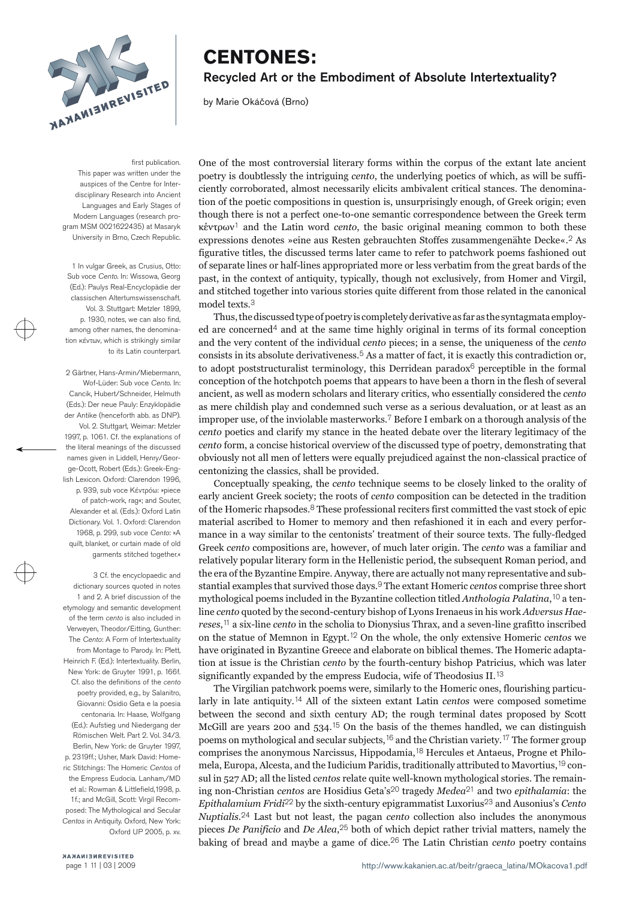# CENTONES:

## Recycled Art or the Embodiment of Absolute Intertextuality?

by Marie Okáčová (Brno)

first publication.
This paper was written under the auspices of the Centre for Interdisciplinary Research into Ancient Languages and Early Stages of Modern Languages (research program MSM 0021622435) at Masaryk University in Brno, Czech Republic.

One of the most controversial literary forms within the corpus of the extant late ancient poetry is doubtlessly the intriguing *cento*, the underlying poetics of which, as will be sufficiently corroborated, almost necessarily elicits ambivalent critical stances. The denomination of the poetic compositions in question is, unsurprisingly enough, of Greek origin; even though there is not a perfect one-to-one semantic correspondence between the Greek term κέντρων[1] and the Latin word *cento*, the basic original meaning common to both these expressions denotes »eine aus Resten gebrauchten Stoffes zusammengenähte Decke«.[2] As figurative titles, the discussed terms later came to refer to patchwork poems fashioned out of separate lines or half-lines appropriated more or less verbatim from the great bards of the past, in the context of antiquity, typically, though not exclusively, from Homer and Virgil, and stitched together into various stories quite different from those related in the canonical model texts.[3]

Thus, the discussed type of poetry is completely derivative as far as the syntagmata employed are concerned[4] and at the same time highly original in terms of its formal conception and the very content of the individual *cento* pieces; in a sense, the uniqueness of the *cento* consists in its absolute derivativeness.[5] As a matter of fact, it is exactly this contradiction or, to adopt poststructuralist terminology, this Derridean paradox[6] perceptible in the formal conception of the hotchpotch poems that appears to have been a thorn in the flesh of several ancient, as well as modern scholars and literary critics, who essentially considered the *cento* as mere childish play and condemned such verse as a serious devaluation, or at least as an improper use, of the inviolable masterworks.[7] Before I embark on a thorough analysis of the *cento* poetics and clarify my stance in the heated debate over the literary legitimacy of the *cento* form, a concise historical overview of the discussed type of poetry, demonstrating that obviously not all men of letters were equally prejudiced against the non-classical practice of centonizing the classics, shall be provided.

Conceptually speaking, the *cento* technique seems to be closely linked to the orality of early ancient Greek society; the roots of *cento* composition can be detected in the tradition of the Homeric rhapsodes.[8] These professional reciters first committed the vast stock of epic material ascribed to Homer to memory and then refashioned it in each and every performance in a way similar to the centonists' treatment of their source texts. The fully-fledged Greek *cento* compositions are, however, of much later origin. The *cento* was a familiar and relatively popular literary form in the Hellenistic period, the subsequent Roman period, and the era of the Byzantine Empire. Anyway, there are actually not many representative and substantial examples that survived those days.[9] The extant Homeric *centos* comprise three short mythological poems included in the Byzantine collection titled *Anthologia Palatina*,[10] a ten-line *cento* quoted by the second-century bishop of Lyons Irenaeus in his work *Adversus Haereses*,[11] a six-line *cento* in the scholia to Dionysius Thrax, and a seven-line grafitto inscribed on the statue of Memnon in Egypt.[12] On the whole, the only extensive Homeric *centos* we have originated in Byzantine Greece and elaborate on biblical themes. The Homeric adaptation at issue is the Christian *cento* by the fourth-century bishop Patricius, which was later significantly expanded by the empress Eudocia, wife of Theodosius II.[13]

The Virgilian patchwork poems were, similarly to the Homeric ones, flourishing particularly in late antiquity.[14] All of the sixteen extant Latin *centos* were composed sometime between the second and sixth century AD; the rough terminal dates proposed by Scott McGill are years 200 and 534.[15] On the basis of the themes handled, we can distinguish poems on mythological and secular subjects,[16] and the Christian variety.[17] The former group comprises the anonymous Narcissus, Hippodamia,[18] Hercules et Antaeus, Progne et Philomela, Europa, Alcesta, and the Iudicium Paridis, traditionally attributed to Mavortius,[19] consul in 527 AD; all the listed *centos* relate quite well-known mythological stories. The remaining non-Christian *centos* are Hosidius Geta's[20] tragedy *Medea*[21] and two *epithalamia*: the *Epithalamium Fridi*[22] by the sixth-century epigrammatist Luxorius[23] and Ausonius's *Cento Nuptialis*.[24] Last but not least, the pagan *cento* collection also includes the anonymous pieces *De Panificio* and *De Alea*,[25] both of which depict rather trivial matters, namely the baking of bread and maybe a game of dice.[26] The Latin Christian *cento* poetry contains

---

1 In vulgar Greek, as Crusius, Otto: Sub voce *Cento*. In: Wissowa, Georg (Ed.): Paulys Real-Encyclopädie der classischen Altertumswissenschaft. Vol. 3. Stuttgart: Metzler 1899, p. 1930, notes, we can also find, among other names, the denomination κέντων, which is strikingly similar to its Latin counterpart.

2 Gärtner, Hans-Armin/Miebermann, Wof-Lüder: Sub voce *Cento*. In: Cancik, Hubert/Schneider, Helmuth (Eds.): Der neue Pauly: Enzyklopädie der Antike (henceforth abb. as DNP). Vol. 2. Stuttgart, Weimar: Metzler 1997, p. 1061. Cf. the explanations of the literal meanings of the discussed names given in Liddell, Henry/George-Ocott, Robert (Eds.): Greek-English Lexicon. Oxford: Clarendon 1996, p. 939, sub voce Κέντρόω: »piece of patch-work, rag«; and Souter, Alexander et al. (Eds.): Oxford Latin Dictionary. Vol. 1. Oxford: Clarendon 1968, p. 299, sub voce *Cento*: »A quilt, blanket, or curtain made of old garments stitched together.«

3 Cf. the encyclopaedic and dictionary sources quoted in notes 1 and 2. A brief discussion of the etymology and semantic development of the term *cento* is also included in Verweyen, Theodor/Eitting, Gunther: The *Cento*: A Form of Intertextuality from Montage to Parody. In: Plett, Heinrich F. (Ed.): Intertextuality. Berlin, New York: de Gruyter 1991, p. 166f. Cf. also the definitions of the *cento* poetry provided, e.g., by Salanitro, Giovanni: Osidio Geta e la poesia centonaria. In: Haase, Wolfgang (Ed.): Aufstieg und Niedergang der Römischen Welt. Part 2. Vol. 34/3. Berlin, New York: de Gruyter 1997, p. 2319ff.; Usher, Mark David: Homeric Stitchings: The Homeric *Centos* of the Empress Eudocia. Lanham,/MD et al.: Rowman & Littlefield,1998, p. 1f.; and McGill, Scott: Virgil Recomposed: The Mythological and Secular *Centos* in Antiquity. Oxford, New York: Oxford UP 2005, p. xv.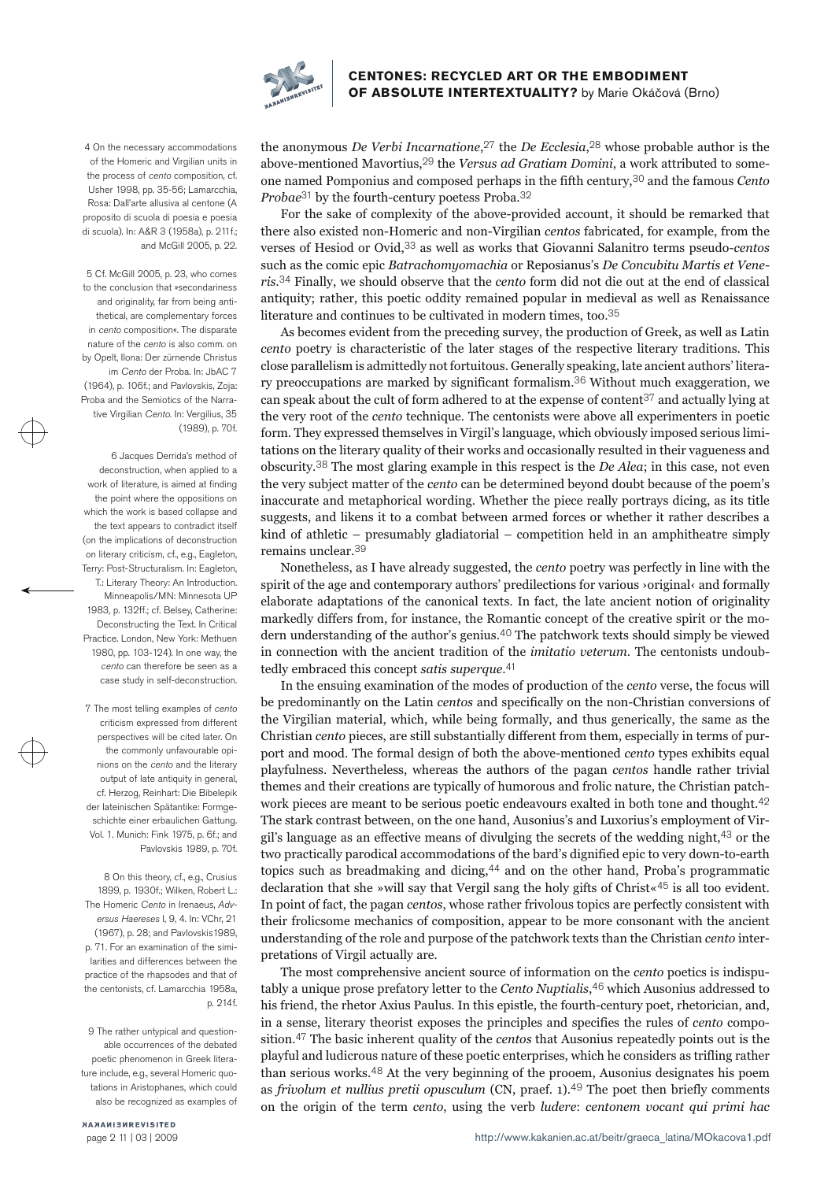the anonymous *De Verbi Incarnatione*,[27] the *De Ecclesia*,[28] whose probable author is the above-mentioned Mavortius,[29] the *Versus ad Gratiam Domini*, a work attributed to someone named Pomponius and composed perhaps in the fifth century,[30] and the famous *Cento Probae*[31] by the fourth-century poetess Proba.[32]

For the sake of complexity of the above-provided account, it should be remarked that there also existed non-Homeric and non-Virgilian *centos* fabricated, for example, from the verses of Hesiod or Ovid,[33] as well as works that Giovanni Salanitro terms pseudo-*centos* such as the comic epic *Batrachomyomachia* or Reposianus's *De Concubitu Martis et Veneris*.[34] Finally, we should observe that the *cento* form did not die out at the end of classical antiquity; rather, this poetic oddity remained popular in medieval as well as Renaissance literature and continues to be cultivated in modern times, too.[35]

As becomes evident from the preceding survey, the production of Greek, as well as Latin *cento* poetry is characteristic of the later stages of the respective literary traditions. This close parallelism is admittedly not fortuitous. Generally speaking, late ancient authors' literary preoccupations are marked by significant formalism.[36] Without much exaggeration, we can speak about the cult of form adhered to at the expense of content[37] and actually lying at the very root of the *cento* technique. The centonists were above all experimenters in poetic form. They expressed themselves in Virgil's language, which obviously imposed serious limitations on the literary quality of their works and occasionally resulted in their vagueness and obscurity.[38] The most glaring example in this respect is the *De Alea*; in this case, not even the very subject matter of the *cento* can be determined beyond doubt because of the poem's inaccurate and metaphorical wording. Whether the piece really portrays dicing, as its title suggests, and likens it to a combat between armed forces or whether it rather describes a kind of athletic – presumably gladiatorial – competition held in an amphitheatre simply remains unclear.[39]

Nonetheless, as I have already suggested, the *cento* poetry was perfectly in line with the spirit of the age and contemporary authors' predilections for various ›original‹ and formally elaborate adaptations of the canonical texts. In fact, the late ancient notion of originality markedly differs from, for instance, the Romantic concept of the creative spirit or the modern understanding of the author's genius.[40] The patchwork texts should simply be viewed in connection with the ancient tradition of the *imitatio veterum*. The centonists undoubtedly embraced this concept *satis superque*.[41]

In the ensuing examination of the modes of production of the *cento* verse, the focus will be predominantly on the Latin *centos* and specifically on the non-Christian conversions of the Virgilian material, which, while being formally, and thus generically, the same as the Christian *cento* pieces, are still substantially different from them, especially in terms of purport and mood. The formal design of both the above-mentioned *cento* types exhibits equal playfulness. Nevertheless, whereas the authors of the pagan *centos* handle rather trivial themes and their creations are typically of humorous and frolic nature, the Christian patchwork pieces are meant to be serious poetic endeavours exalted in both tone and thought.[42] The stark contrast between, on the one hand, Ausonius's and Luxorius's employment of Virgil's language as an effective means of divulging the secrets of the wedding night,[43] or the two practically parodical accommodations of the bard's dignified epic to very down-to-earth topics such as breadmaking and dicing,[44] and on the other hand, Proba's programmatic declaration that she »will say that Vergil sang the holy gifts of Christ«[45] is all too evident. In point of fact, the pagan *centos*, whose rather frivolous topics are perfectly consistent with their frolicsome mechanics of composition, appear to be more consonant with the ancient understanding of the role and purpose of the patchwork texts than the Christian *cento* interpretations of Virgil actually are.

The most comprehensive ancient source of information on the *cento* poetics is indisputably a unique prose prefatory letter to the *Cento Nuptialis*,[46] which Ausonius addressed to his friend, the rhetor Axius Paulus. In this epistle, the fourth-century poet, rhetorician, and, in a sense, literary theorist exposes the principles and specifies the rules of *cento* composition.[47] The basic inherent quality of the *centos* that Ausonius repeatedly points out is the playful and ludicrous nature of these poetic enterprises, which he considers as trifling rather than serious works.[48] At the very beginning of the prooem, Ausonius designates his poem as *frivolum et nullius pretii opusculum* (CN, praef. 1).[49] The poet then briefly comments on the origin of the term *cento*, using the verb *ludere*: *centonem vocant qui primi hac*

4 On the necessary accommodations of the Homeric and Virgilian units in the process of *cento* composition, cf. Usher 1998, pp. 35-56; Lamarcchia, Rosa: Dall'arte allusiva al centone (A proposito di scuola di poesia e poesia di scuola). In: A&R 3 (1958a), p. 211f.; and McGill 2005, p. 22.

5 Cf. McGill 2005, p. 23, who comes to the conclusion that »secondariness and originality, far from being antithetical, are complementary forces in *cento* composition«. The disparate nature of the *cento* is also comm. on by Opelt, Ilona: Der zürnende Christus im *Cento* der Proba. In: JbAC 7 (1964), p. 106f.; and Pavlovskis, Zoja: Proba and the Semiotics of the Narrative Virgilian *Cento*. In: Vergilius, 35 (1989), p. 70f.

6 Jacques Derrida's method of deconstruction, when applied to a work of literature, is aimed at finding the point where the oppositions on which the work is based collapse and the text appears to contradict itself (on the implications of deconstruction on literary criticism, cf., e.g., Eagleton, Terry: Post-Structuralism. In: Eagleton, T.: Literary Theory: An Introduction. Minneapolis/MN: Minnesota UP 1983, p. 132ff.; cf. Belsey, Catherine: Deconstructing the Text. In Critical Practice. London, New York: Methuen 1980, pp. 103-124). In one way, the *cento* can therefore be seen as a case study in self-deconstruction.

7 The most telling examples of *cento* criticism expressed from different perspectives will be cited later. On the commonly unfavourable opinions on the *cento* and the literary output of late antiquity in general, cf. Herzog, Reinhart: Die Bibelepik der lateinischen Spätantike: Formgeschichte einer erbaulichen Gattung. Vol. 1. Munich: Fink 1975, p. 6f.; and Pavlovskis 1989, p. 70f.

8 On this theory, cf., e.g., Crusius 1899, p. 1930f.; Wilken, Robert L.: The Homeric *Cento* in Irenaeus, *Adversus Haereses* I, 9, 4. In: VChr, 21 (1967), p. 28; and Pavlovskis1989, p. 71. For an examination of the similarities and differences between the practice of the rhapsodes and that of the centonists, cf. Lamarcchia 1958a, p. 214f.

9 The rather untypical and questionable occurrences of the debated poetic phenomenon in Greek literature include, e.g., several Homeric quotations in Aristophanes, which could also be recognized as examples of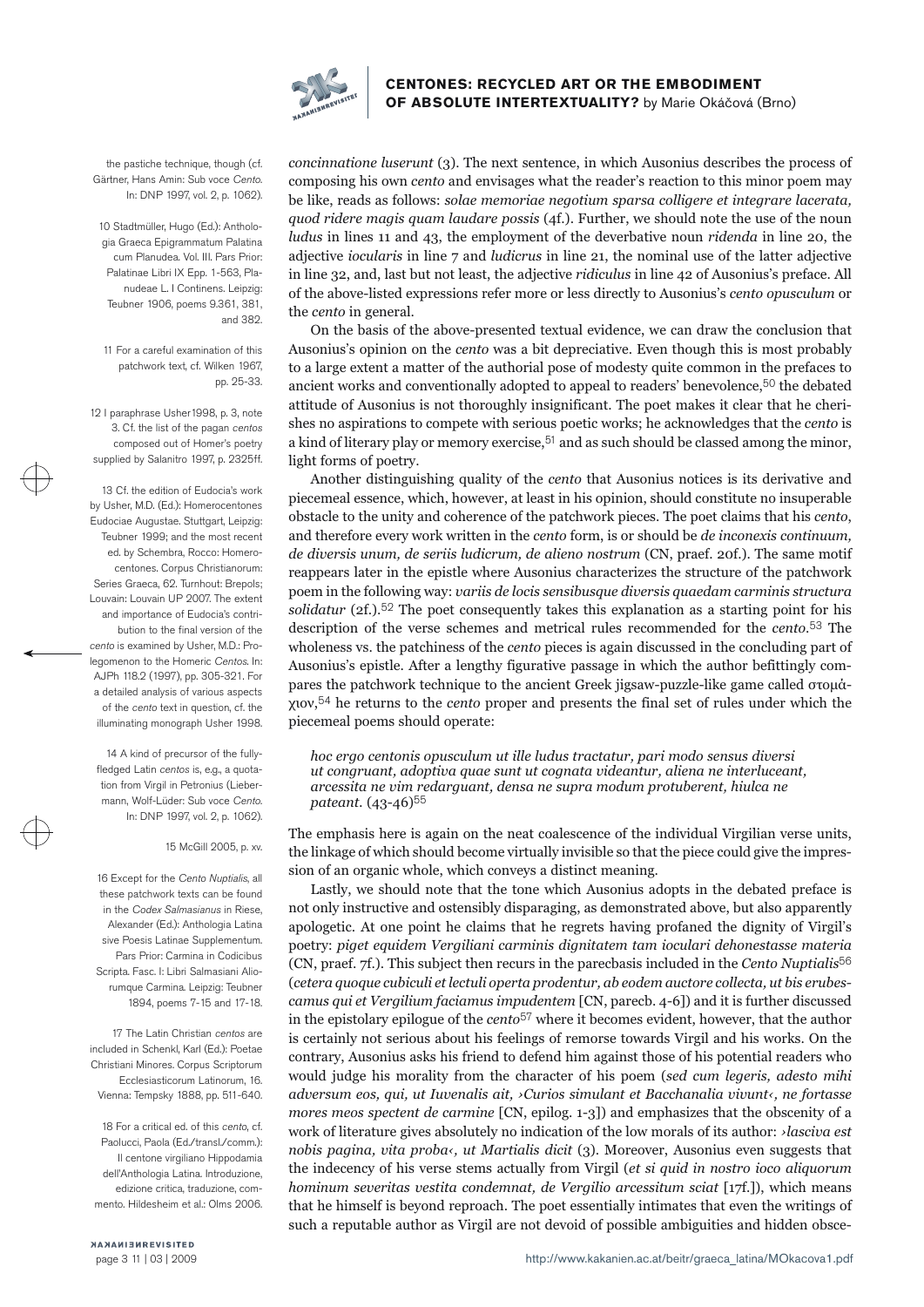*concinnatione luserunt* (3). The next sentence, in which Ausonius describes the process of composing his own *cento* and envisages what the reader's reaction to this minor poem may be like, reads as follows: *solae memoriae negotium sparsa colligere et integrare lacerata, quod ridere magis quam laudare possis* (4f.). Further, we should note the use of the noun *ludus* in lines 11 and 43, the employment of the deverbative noun *ridenda* in line 20, the adjective *iocularis* in line 7 and *ludicrus* in line 21, the nominal use of the latter adjective in line 32, and, last but not least, the adjective *ridiculus* in line 42 of Ausonius's preface. All of the above-listed expressions refer more or less directly to Ausonius's *cento opusculum* or the *cento* in general.

On the basis of the above-presented textual evidence, we can draw the conclusion that Ausonius's opinion on the *cento* was a bit depreciative. Even though this is most probably to a large extent a matter of the authorial pose of modesty quite common in the prefaces to ancient works and conventionally adopted to appeal to readers' benevolence,[50] the debated attitude of Ausonius is not thoroughly insignificant. The poet makes it clear that he cherishes no aspirations to compete with serious poetic works; he acknowledges that the *cento* is a kind of literary play or memory exercise,[51] and as such should be classed among the minor, light forms of poetry.

Another distinguishing quality of the *cento* that Ausonius notices is its derivative and piecemeal essence, which, however, at least in his opinion, should constitute no insuperable obstacle to the unity and coherence of the patchwork pieces. The poet claims that his *cento*, and therefore every work written in the *cento* form, is or should be *de inconexis continuum, de diversis unum, de seriis ludicrum, de alieno nostrum* (CN, praef. 20f.). The same motif reappears later in the epistle where Ausonius characterizes the structure of the patchwork poem in the following way: *variis de locis sensibusque diversis quaedam carminis structura solidatur* (2f.).[52] The poet consequently takes this explanation as a starting point for his description of the verse schemes and metrical rules recommended for the *cento*.[53] The wholeness vs. the patchiness of the *cento* pieces is again discussed in the concluding part of Ausonius's epistle. After a lengthy figurative passage in which the author befittingly compares the patchwork technique to the ancient Greek jigsaw-puzzle-like game called στομάχιον,[54] he returns to the *cento* proper and presents the final set of rules under which the piecemeal poems should operate:

> *hoc ergo centonis opusculum ut ille ludus tractatur, pari modo sensus diversi ut congruant, adoptiva quae sunt ut cognata videantur, aliena ne interluceant, arcessita ne vim redarguant, densa ne supra modum protuberent, hiulca ne pateant.* (43-46)[55]

The emphasis here is again on the neat coalescence of the individual Virgilian verse units, the linkage of which should become virtually invisible so that the piece could give the impression of an organic whole, which conveys a distinct meaning.

Lastly, we should note that the tone which Ausonius adopts in the debated preface is not only instructive and ostensibly disparaging, as demonstrated above, but also apparently apologetic. At one point he claims that he regrets having profaned the dignity of Virgil's poetry: *piget equidem Vergiliani carminis dignitatem tam ioculari dehonestasse materia* (CN, praef. 7f.). This subject then recurs in the parecbasis included in the *Cento Nuptialis*[56] (*cetera quoque cubiculi et lectuli operta prodentur, ab eodem auctore collecta, ut bis erubescamus qui et Vergilium faciamus impudentem* [CN, parecb. 4-6]) and it is further discussed in the epistolary epilogue of the *cento*[57] where it becomes evident, however, that the author is certainly not serious about his feelings of remorse towards Virgil and his works. On the contrary, Ausonius asks his friend to defend him against those of his potential readers who would judge his morality from the character of his poem (*sed cum legeris, adesto mihi adversum eos, qui, ut Iuvenalis ait, ›Curios simulant et Bacchanalia vivunt‹, ne fortasse mores meos spectent de carmine* [CN, epilog. 1-3]) and emphasizes that the obscenity of a work of literature gives absolutely no indication of the low morals of its author: *›lasciva est nobis pagina, vita proba‹, ut Martialis dicit* (3). Moreover, Ausonius even suggests that the indecency of his verse stems actually from Virgil (*et si quid in nostro ioco aliquorum hominum severitas vestita condemnat, de Vergilio arcessitum sciat* [17f.]), which means that he himself is beyond reproach. The poet essentially intimates that even the writings of such a reputable author as Virgil are not devoid of possible ambiguities and hidden obsce-

---

the pastiche technique, though (cf. Gärtner, Hans Amin: Sub voce *Cento*. In: DNP 1997, vol. 2, p. 1062).

10 Stadtmüller, Hugo (Ed.): Anthologia Graeca Epigrammatum Palatina cum Planudea. Vol. III. Pars Prior: Palatinae Libri IX Epp. 1-563, Planudeae L. I Continens. Leipzig: Teubner 1906, poems 9.361, 381, and 382.

11 For a careful examination of this patchwork text, cf. Wilken 1967, pp. 25-33.

12 I paraphrase Usher1998, p. 3, note 3. Cf. the list of the pagan *centos* composed out of Homer's poetry supplied by Salanitro 1997, p. 2325ff.

13 Cf. the edition of Eudocia's work by Usher, M.D. (Ed.): Homerocentones Eudociae Augustae. Stuttgart, Leipzig: Teubner 1999; and the most recent ed. by Schembra, Rocco: Homerocentones. Corpus Christianorum: Series Graeca, 62. Turnhout: Brepols; Louvain: Louvain UP 2007. The extent and importance of Eudocia's contribution to the final version of the *cento* is examined by Usher, M.D.: Prolegomenon to the Homeric *Centos*. In: AJPh 118.2 (1997), pp. 305-321. For a detailed analysis of various aspects of the *cento* text in question, cf. the illuminating monograph Usher 1998.

14 A kind of precursor of the fully-fledged Latin *centos* is, e.g., a quotation from Virgil in Petronius (Liebermann, Wolf-Lüder: Sub voce *Cento*. In: DNP 1997, vol. 2, p. 1062).

15 McGill 2005, p. xv.

16 Except for the *Cento Nuptialis*, all these patchwork texts can be found in the *Codex Salmasianus* in Riese, Alexander (Ed.): Anthologia Latina sive Poesis Latinae Supplementum. Pars Prior: Carmina in Codicibus Scripta. Fasc. I: Libri Salmasiani Aliorumque Carmina. Leipzig: Teubner 1894, poems 7-15 and 17-18.

17 The Latin Christian *centos* are included in Schenkl, Karl (Ed.): Poetae Christiani Minores. Corpus Scriptorum Ecclesiasticorum Latinorum, 16. Vienna: Tempsky 1888, pp. 511-640.

18 For a critical ed. of this *cento*, cf. Paolucci, Paola (Ed./transl./comm.): Il centone virgiliano Hippodamia dell'Anthologia Latina. Introduzione, edizione critica, traduzione, commento. Hildesheim et al.: Olms 2006.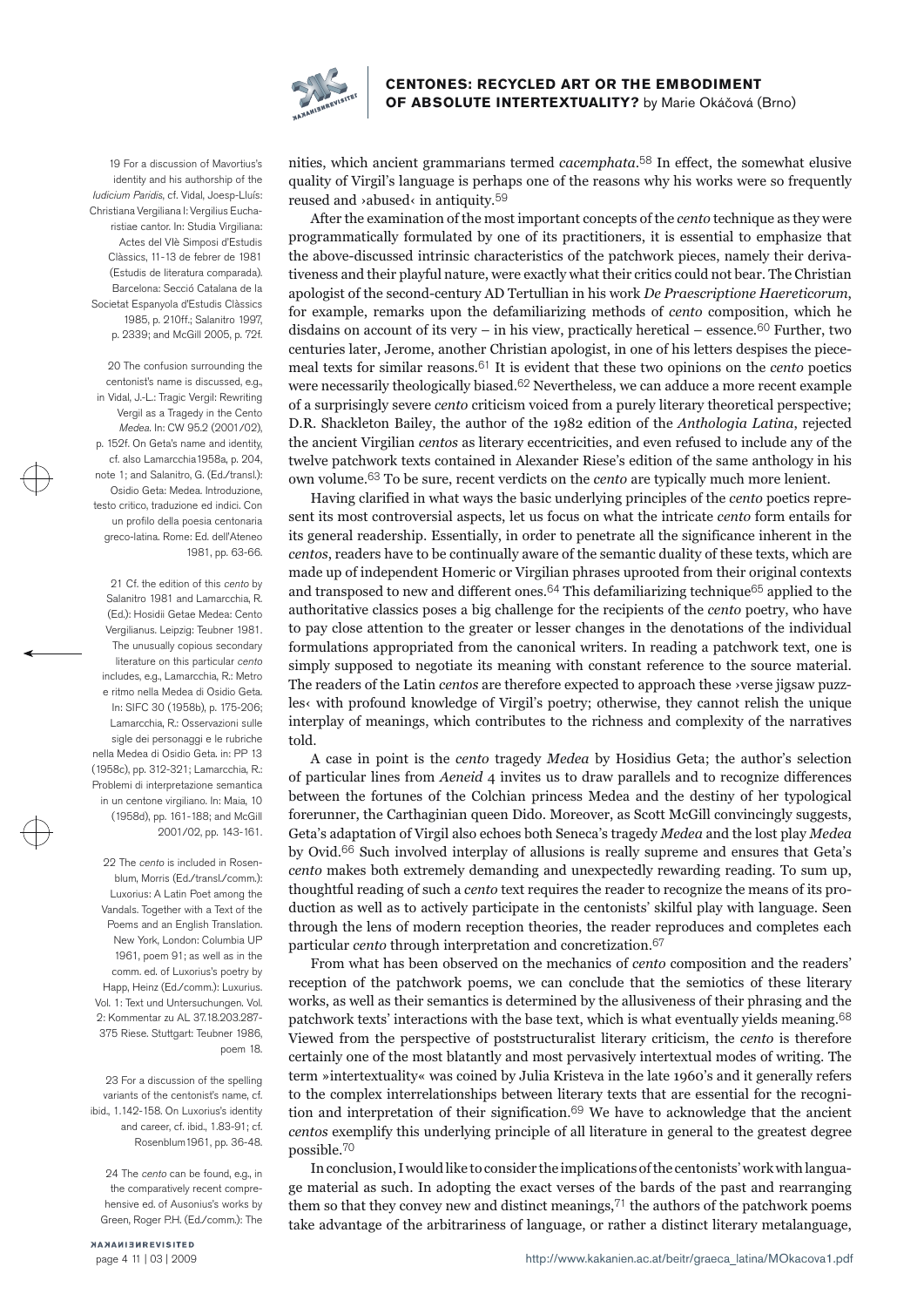nities, which ancient grammarians termed *cacemphata*.[58] In effect, the somewhat elusive quality of Virgil's language is perhaps one of the reasons why his works were so frequently reused and ›abused‹ in antiquity.[59]

After the examination of the most important concepts of the *cento* technique as they were programmatically formulated by one of its practitioners, it is essential to emphasize that the above-discussed intrinsic characteristics of the patchwork pieces, namely their derivativeness and their playful nature, were exactly what their critics could not bear. The Christian apologist of the second-century AD Tertullian in his work *De Praescriptione Haereticorum*, for example, remarks upon the defamiliarizing methods of *cento* composition, which he disdains on account of its very – in his view, practically heretical – essence.[60] Further, two centuries later, Jerome, another Christian apologist, in one of his letters despises the piecemeal texts for similar reasons.[61] It is evident that these two opinions on the *cento* poetics were necessarily theologically biased.[62] Nevertheless, we can adduce a more recent example of a surprisingly severe *cento* criticism voiced from a purely literary theoretical perspective; D.R. Shackleton Bailey, the author of the 1982 edition of the *Anthologia Latina*, rejected the ancient Virgilian *centos* as literary eccentricities, and even refused to include any of the twelve patchwork texts contained in Alexander Riese's edition of the same anthology in his own volume.[63] To be sure, recent verdicts on the *cento* are typically much more lenient.

Having clarified in what ways the basic underlying principles of the *cento* poetics represent its most controversial aspects, let us focus on what the intricate *cento* form entails for its general readership. Essentially, in order to penetrate all the significance inherent in the *centos*, readers have to be continually aware of the semantic duality of these texts, which are made up of independent Homeric or Virgilian phrases uprooted from their original contexts and transposed to new and different ones.[64] This defamiliarizing technique[65] applied to the authoritative classics poses a big challenge for the recipients of the *cento* poetry, who have to pay close attention to the greater or lesser changes in the denotations of the individual formulations appropriated from the canonical writers. In reading a patchwork text, one is simply supposed to negotiate its meaning with constant reference to the source material. The readers of the Latin *centos* are therefore expected to approach these ›verse jigsaw puzzles‹ with profound knowledge of Virgil's poetry; otherwise, they cannot relish the unique interplay of meanings, which contributes to the richness and complexity of the narratives told.

A case in point is the *cento* tragedy *Medea* by Hosidius Geta; the author's selection of particular lines from *Aeneid* 4 invites us to draw parallels and to recognize differences between the fortunes of the Colchian princess Medea and the destiny of her typological forerunner, the Carthaginian queen Dido. Moreover, as Scott McGill convincingly suggests, Geta's adaptation of Virgil also echoes both Seneca's tragedy *Medea* and the lost play *Medea* by Ovid.[66] Such involved interplay of allusions is really supreme and ensures that Geta's *cento* makes both extremely demanding and unexpectedly rewarding reading. To sum up, thoughtful reading of such a *cento* text requires the reader to recognize the means of its production as well as to actively participate in the centonists' skilful play with language. Seen through the lens of modern reception theories, the reader reproduces and completes each particular *cento* through interpretation and concretization.[67]

From what has been observed on the mechanics of *cento* composition and the readers' reception of the patchwork poems, we can conclude that the semiotics of these literary works, as well as their semantics is determined by the allusiveness of their phrasing and the patchwork texts' interactions with the base text, which is what eventually yields meaning.[68] Viewed from the perspective of poststructuralist literary criticism, the *cento* is therefore certainly one of the most blatantly and most pervasively intertextual modes of writing. The term »intertextuality« was coined by Julia Kristeva in the late 1960's and it generally refers to the complex interrelationships between literary texts that are essential for the recognition and interpretation of their signification.[69] We have to acknowledge that the ancient *centos* exemplify this underlying principle of all literature in general to the greatest degree possible.[70]

In conclusion, I would like to consider the implications of the centonists' work with language material as such. In adopting the exact verses of the bards of the past and rearranging them so that they convey new and distinct meanings,[71] the authors of the patchwork poems take advantage of the arbitrariness of language, or rather a distinct literary metalanguage,

---

19 For a discussion of Mavortius's identity and his authorship of the *Iudicium Paridis*, cf. Vidal, Joesp-Lluís: Christiana Vergiliana I: Vergilius Eucharistiae cantor. In: Studia Virgiliana: Actes del VIè Simposi d'Estudis Clàssics, 11-13 de febrer de 1981 (Estudis de literatura comparada). Barcelona: Secció Catalana de la Societat Espanyola d'Estudis Clàssics 1985, p. 210ff.; Salanitro 1997, p. 2339; and McGill 2005, p. 72f.

20 The confusion surrounding the centonist's name is discussed, e.g., in Vidal, J.-L.: Tragic Vergil: Rewriting Vergil as a Tragedy in the Cento *Medea*. In: CW 95.2 (2001/02), p. 152f. On Geta's name and identity, cf. also Lamarchia1958a, p. 204, note 1; and Salanitro, G. (Ed./transl.): Osidio Geta: Medea. Introduzione, testo critico, traduzione ed indici. Con un profilo della poesia centonaria greco-latina. Rome: Ed. dell'Ateneo 1981, pp. 63-66.

21 Cf. the edition of this *cento* by Salanitro 1981 and Lamarcchia, R. (Ed.): Hosidii Getae Medea: Cento Vergilianus. Leipzig: Teubner 1981. The unusually copious secondary literature on this particular *cento* includes, e.g., Lamarcchia, R.: Metro e ritmo nella Medea di Osidio Geta. In: SIFC 30 (1958b), p. 175-206; Lamarcchia, R.: Osservazioni sulle sigle dei personaggi e le rubriche nella Medea di Osidio Geta. in: PP 13 (1958c), pp. 312-321; Lamarcchia, R.: Problemi di interpretazione semantica in un centone virgiliano. In: Maia, 10 (1958d), pp. 161-188; and McGill 2001/02, pp. 143-161.

22 The *cento* is included in Rosenblum, Morris (Ed./transl./comm.): Luxorius: A Latin Poet among the Vandals. Together with a Text of the Poems and an English Translation. New York, London: Columbia UP 1961, poem 91; as well as in the comm. ed. of Luxorius's poetry by Happ, Heinz (Ed./comm.): Luxurius. Vol. 1: Text und Untersuchungen. Vol. 2: Kommentar zu AL 37.18.203.287-375 Riese. Stuttgart: Teubner 1986, poem 18.

23 For a discussion of the spelling variants of the centonist's name, cf. ibid., 1.142-158. On Luxorius's identity and career, cf. ibid., 1.83-91; cf. Rosenblum1961, pp. 36-48.

24 The *cento* can be found, e.g., in the comparatively recent comprehensive ed. of Ausonius's works by Green, Roger P.H. (Ed./comm.): The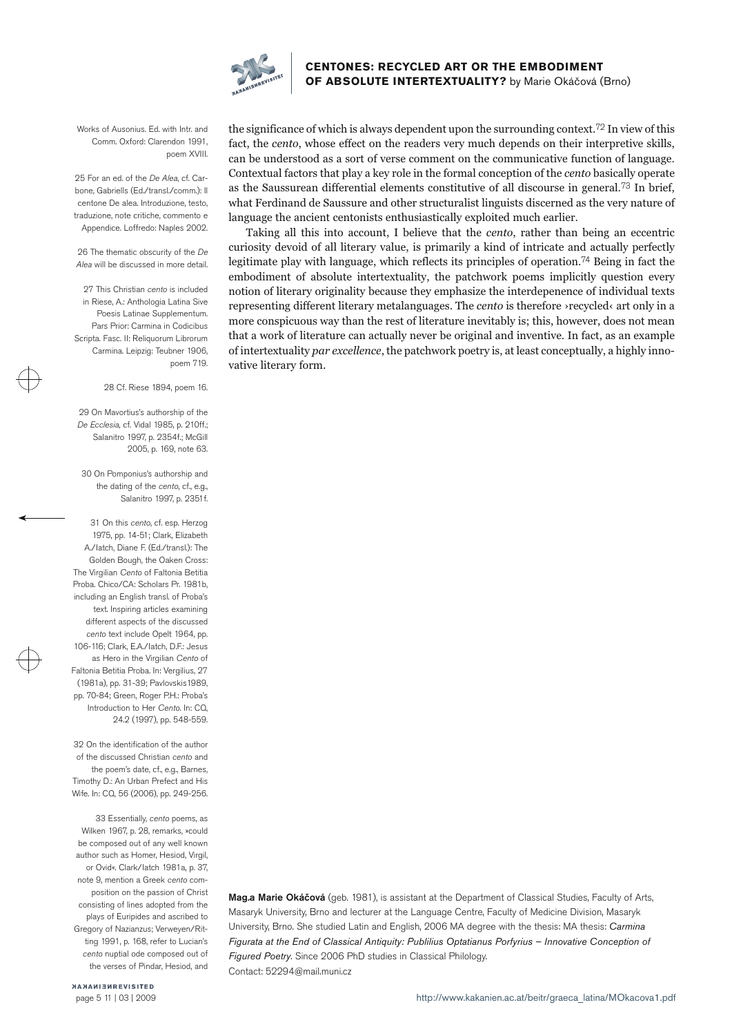the significance of which is always dependent upon the surrounding context.[72] In view of this fact, the *cento*, whose effect on the readers very much depends on their interpretive skills, can be understood as a sort of verse comment on the communicative function of language. Contextual factors that play a key role in the formal conception of the *cento* basically operate as the Saussurean differential elements constitutive of all discourse in general.[73] In brief, what Ferdinand de Saussure and other structuralist linguists discerned as the very nature of language the ancient centonists enthusiastically exploited much earlier.

Taking all this into account, I believe that the *cento*, rather than being an eccentric curiosity devoid of all literary value, is primarily a kind of intricate and actually perfectly legitimate play with language, which reflects its principles of operation.[74] Being in fact the embodiment of absolute intertextuality, the patchwork poems implicitly question every notion of literary originality because they emphasize the interdepenence of individual texts representing different literary metalanguages. The *cento* is therefore ›recycled‹ art only in a more conspicuous way than the rest of literature inevitably is; this, however, does not mean that a work of literature can actually never be original and inventive. In fact, as an example of intertextuality *par excellence*, the patchwork poetry is, at least conceptually, a highly innovative literary form.

Works of Ausonius. Ed. with Intr. and Comm. Oxford: Clarendon 1991, poem XVIII.

25 For an ed. of the *De Alea*, cf. Carbone, Gabriells (Ed./transl./comm.): Il centone De alea. Introduzione, testo, traduzione, note critiche, commento e Appendice. Loffredo: Naples 2002.

26 The thematic obscurity of the *De Alea* will be discussed in more detail.

27 This Christian *cento* is included in Riese, A.: Anthologia Latina Sive Poesis Latinae Supplementum. Pars Prior: Carmina in Codicibus Scripta. Fasc. II: Reliquorum Librorum Carmina. Leipzig: Teubner 1906, poem 719.

28 Cf. Riese 1894, poem 16.

29 On Mavortius's authorship of the *De Ecclesia*, cf. Vidal 1985, p. 210ff.; Salanitro 1997, p. 2354f.; McGill 2005, p. 169, note 63.

30 On Pomponius's authorship and the dating of the *cento*, cf., e.g., Salanitro 1997, p. 2351f.

31 On this *cento*, cf. esp. Herzog 1975, pp. 14-51; Clark, Elizabeth A./Iatch, Diane F. (Ed./transl.): The Golden Bough, the Oaken Cross: The Virgilian *Cento* of Faltonia Betitia Proba. Chico/CA: Scholars Pr. 1981b, including an English transl. of Proba's text. Inspiring articles examining different aspects of the discussed *cento* text include Opelt 1964, pp. 106-116; Clark, E.A./Iatch, D.F.: Jesus as Hero in the Virgilian *Cento* of Faltonia Betitia Proba. In: Vergilius, 27 (1981a), pp. 31-39; Pavlovskis1989, pp. 70-84; Green, Roger P.H.: Proba's Introduction to Her *Cento*. In: CQ, 24.2 (1997), pp. 548-559.

32 On the identification of the author of the discussed Christian *cento* and the poem's date, cf., e.g., Barnes, Timothy D.: An Urban Prefect and His Wife. In: CQ, 56 (2006), pp. 249-256.

33 Essentially, *cento* poems, as Wilken 1967, p. 28, remarks, »could be composed out of any well known author such as Homer, Hesiod, Virgil, or Ovid«. Clark/Iatch 1981a, p. 37, note 9, mention a Greek *cento* composition on the passion of Christ consisting of lines adopted from the plays of Euripides and ascribed to Gregory of Nazianzus; Verweyen/Ritting 1991, p. 168, refer to Lucian's *cento* nuptial ode composed out of the verses of Pindar, Hesiod, and

**Mag.a Marie Okáčová** (geb. 1981), is assistant at the Department of Classical Studies, Faculty of Arts, Masaryk University, Brno and lecturer at the Language Centre, Faculty of Medicine Division, Masaryk University, Brno. She studied Latin and English, 2006 MA degree with the thesis: MA thesis: *Carmina Figurata at the End of Classical Antiquity: Publilius Optatianus Porfyrius – Innovative Conception of Figured Poetry.* Since 2006 PhD studies in Classical Philology.
Contact: 52294@mail.muni.cz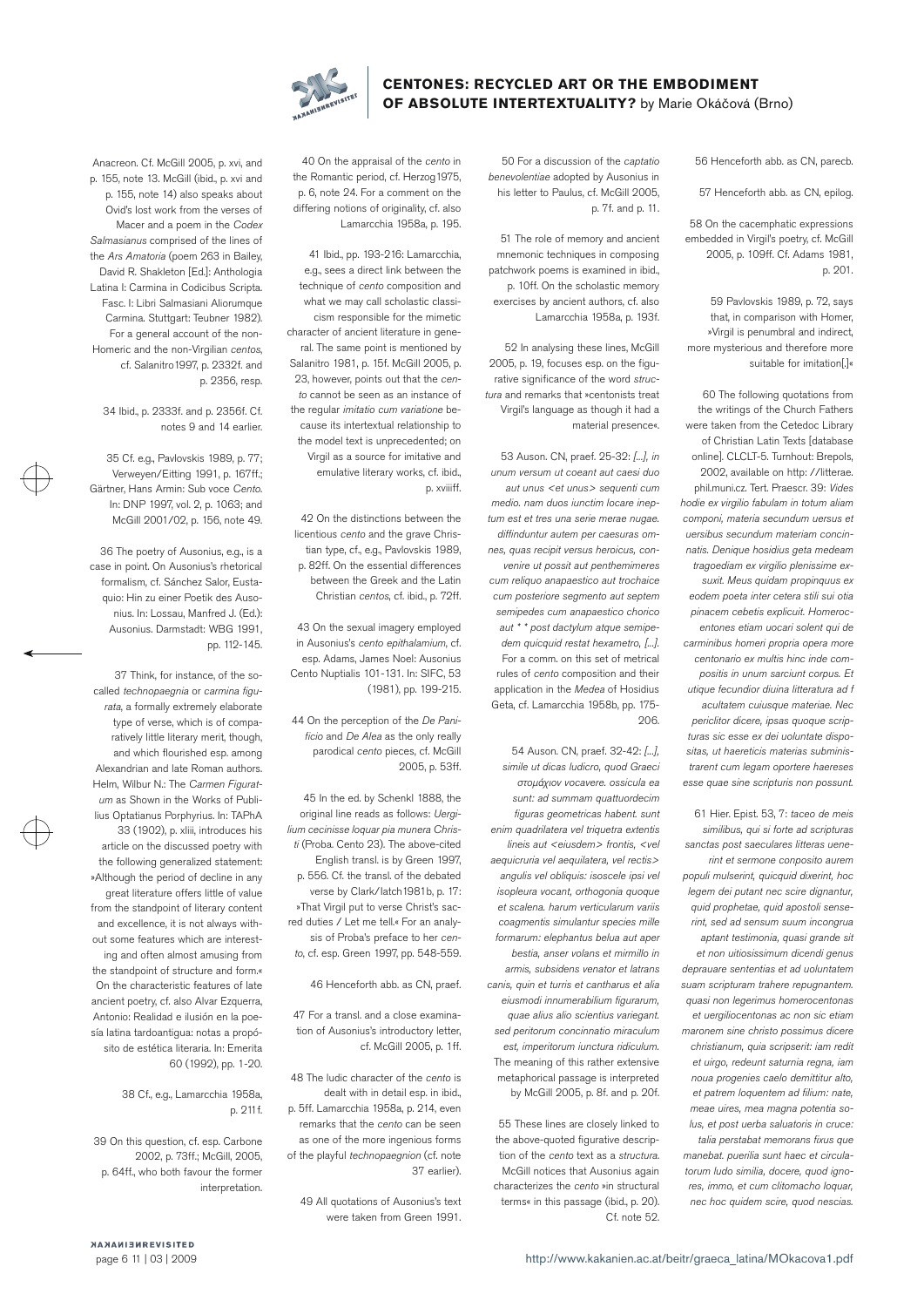Anacreon. Cf. McGill 2005, p. xvi, and p. 155, note 13. McGill (ibid., p. xvi and p. 155, note 14) also speaks about Ovid's lost work from the verses of Macer and a poem in the *Codex Salmasianus* comprised of the lines of the *Ars Amatoria* (poem 263 in Bailey, David R. Shakleton [Ed.]: Anthologia Latina I: Carmina in Codicibus Scripta. Fasc. I: Libri Salmasiani Aliorumque Carmina. Stuttgart: Teubner 1982). For a general account of the non-Homeric and the non-Virgilian *centos*, cf. Salanitro 1997, p. 2332f. and p. 2356, resp.

34 Ibid., p. 2333f. and p. 2356f. Cf. notes 9 and 14 earlier.

35 Cf. e.g., Pavlovskis 1989, p. 77; Verweyen/Eitting 1991, p. 167ff.; Gärtner, Hans Armin: Sub voce *Cento*. In: DNP 1997, vol. 2, p. 1063; and McGill 2001/02, p. 156, note 49.

36 The poetry of Ausonius, e.g., is a case in point. On Ausonius's rhetorical formalism, cf. Sánchez Salor, Eustaquio: Hin zu einer Poetik des Ausonius. In: Lossau, Manfred J. (Ed.): Ausonius. Darmstadt: WBG 1991, pp. 112-145.

37 Think, for instance, of the so-called *technopaegnia* or *carmina figurata*, a formally extremely elaborate type of verse, which is of comparatively little literary merit, though, and which flourished esp. among Alexandrian and late Roman authors. Helm, Wilbur N.: The *Carmen Figuratum* as Shown in the Works of Publilius Optatianus Porphyrius. In: TAPhA 33 (1902), p. xliii, introduces his article on the discussed poetry with the following generalized statement: »Although the period of decline in any great literature offers little of value from the standpoint of literary content and excellence, it is not always without some features which are interesting and often almost amusing from the standpoint of structure and form.« On the characteristic features of late ancient poetry, cf. also Alvar Ezquerra, Antonio: Realidad e ilusión en la poesía latina tardoantigua: notas a propósito de estética literaria. In: Emerita 60 (1992), pp. 1-20.

38 Cf., e.g., Lamarcchia 1958a, p. 211f.

39 On this question, cf. esp. Carbone 2002, p. 73ff.; McGill, 2005, p. 64ff., who both favour the former interpretation.

40 On the appraisal of the *cento* in the Romantic period, cf. Herzog 1975, p. 6, note 24. For a comment on the differing notions of originality, cf. also Lamarcchia 1958a, p. 195.

41 Ibid., pp. 193-216: Lamarcchia, e.g., sees a direct link between the technique of *cento* composition and what we may call scholastic classicism responsible for the mimetic character of ancient literature in general. The same point is mentioned by Salanitro 1981, p. 15f. McGill 2005, p. 23, however, points out that the *cento* cannot be seen as an instance of the regular *imitatio cum variatione* because its intertextual relationship to the model text is unprecedented; on Virgil as a source for imitative and emulative literary works, cf. ibid., p. xviiiff.

42 On the distinctions between the licentious *cento* and the grave Christian type, cf., e.g., Pavlovskis 1989, p. 82ff. On the essential differences between the Greek and the Latin Christian *centos*, cf. ibid., p. 72ff.

43 On the sexual imagery employed in Ausonius's *cento epithalamium*, cf. esp. Adams, James Noel: Ausonius Cento Nuptialis 101-131. In: SIFC, 53 (1981), pp. 199-215.

44 On the perception of the *De Panificio* and *De Alea* as the only really parodical *cento* pieces, cf. McGill 2005, p. 53ff.

45 In the ed. by Schenkl 1888, the original line reads as follows: *Uergilium cecinisse loquar pia munera Christi* (Proba. Cento 23). The above-cited English transl. is by Green 1997, p. 556. Cf. the transl. of the debated verse by Clark/Hatch 1981b, p. 17: »That Virgil put to verse Christ's sacred duties / Let me tell.« For an analysis of Proba's preface to her *cento*, cf. esp. Green 1997, pp. 548-559.

46 Henceforth abb. as CN, praef.

47 For a transl. and a close examination of Ausonius's introductory letter, cf. McGill 2005, p. 1ff.

48 The ludic character of the *cento* is dealt with in detail esp. in ibid., p. 5ff. Lamarcchia 1958a, p. 214, even remarks that the *cento* can be seen as one of the more ingenious forms of the playful *technopaegnion* (cf. note 37 earlier).

49 All quotations of Ausonius's text were taken from Green 1991.

50 For a discussion of the *captatio benevolentiae* adopted by Ausonius in his letter to Paulus, cf. McGill 2005, p. 7f. and p. 11.

51 The role of memory and ancient mnemonic techniques in composing patchwork poems is examined in ibid., p. 10ff. On the scholastic memory exercises by ancient authors, cf. also Lamarcchia 1958a, p. 193f.

52 In analysing these lines, McGill 2005, p. 19, focuses esp. on the figurative significance of the word *structura* and remarks that »centonists treat Virgil's language as though it had a material presence«.

53 Auson. CN, praef. 25-32: *[...], in unum versum ut coeant aut caesi duo aut unus <et unus> sequenti cum medio. nam duos iunctim locare ineptum est et tres una serie merae nugae. diffinduntur autem per caesuras omnes, quas recipit versus heroicus, convenire ut possit aut penthemimeres cum reliquo anapaestico aut trochaice cum posteriore segmento aut septem semipedes cum anapaestico chorico aut * * post dactylum atque semipedem quicquid restat hexametro, [...].* For a comm. on this set of metrical rules of *cento* composition and their application in the *Medea* of Hosidius Geta, cf. Lamarcchia 1958b, pp. 175-206.

54 Auson. CN, praef. 32-42: *[...], simile ut dicas ludicro, quod Graeci στομάχιον vocavere. ossicula ea sunt: ad summam quattuordecim figuras geometricas habent. sunt enim quadrilatera vel triquetra extentis lineis aut <eiusdem> frontis, <vel aequicruria vel aequilatera, vel rectis> angulis vel obliquis: isoscele ipsi vel isopleura vocant, orthogonia quoque et scalena. harum verticularum variis coagmentis simulantur species mille formarum: elephantus belua aut aper bestia, anser volans et mirmillo in armis, subsidens venator et latrans canis, quin et turris et cantharus et alia eiusmodi innumerabilium figurarum, quae alius alio scientius variegant. sed peritorum concinnatio miraculum est, imperitorum iunctura ridiculum.* The meaning of this rather extensive metaphorical passage is interpreted by McGill 2005, p. 8f. and p. 20f.

55 These lines are closely linked to the above-quoted figurative description of the *cento* text as a *structura*. McGill notices that Ausonius again characterizes the *cento* »in structural terms« in this passage (ibid., p. 20). Cf. note 52.

56 Henceforth abb. as CN, parecb.

57 Henceforth abb. as CN, epilog.

58 On the cacemphatic expressions embedded in Virgil's poetry, cf. McGill 2005, p. 109ff. Cf. Adams 1981, p. 201.

59 Pavlovskis 1989, p. 72, says that, in comparison with Homer, »Virgil is penumbral and indirect, more mysterious and therefore more suitable for imitation[.]«

60 The following quotations from the writings of the Church Fathers were taken from the Cetedoc Library of Christian Latin Texts [database online]. CLCLT-5. Turnhout: Brepols, 2002, available on http: //litterae.phil.muni.cz. Tert. Praescr. 39: *Vides hodie ex virgilio fabulam in totum aliam componi, materia secundum uersus et uersibus secundum materiam concinnatis. Denique hosidius geta medeam tragoediam ex virgilio plenissime exsuxit. Meus quidam propinquus ex eodem poeta inter cetera stili sui otia pinacem cebetis explicuit. Homerocentones etiam uocari solent qui de carminibus homeri propria opera more centonario ex multis hinc inde compositis in unum sarciunt corpus. Et utique fecundior diuina litteratura ad facultatem cuiusque materiae. Nec periclitor dicere, ipsas quoque scripturas sic esse ex dei uoluntate dispositas, ut haeretici materias subministrarent cum legam oportere haereses esse quae sine scripturis non possunt.*

61 Hier. Epist. 53, 7: *taceo de meis similibus, qui si forte ad scripturas sanctas post saeculares litteras uenerint et sermone composito aurem populi mulserint, quicquid dixerint, hoc legem dei putant nec scire dignantur, quid prophetae, quid apostoli senserint, sed ad sensum suum incongrua aptant testimonia, quasi grande sit et non uitiosissimum dicendi genus deprauare sententias et ad uoluntatem suam scripturam trahere repugnantem. quasi non legerimus homerocentonas et uergiliocentonas ac non sic etiam maronem sine christo possimus dicere christianum, quia scripserit: iam redit et uirgo, redeunt saturnia regna, iam noua progenies caelo demittitur alto, et patrem loquentem ad filium: nate, meae uires, mea magna potentia solus, et post uerba saluatoris in cruce: talia perstabat memorans fixus que manebat. puerilia sunt haec et circulatorum ludo similia, docere, quod ignores, immo, et cum clitomacho loquar, nec hoc quidem scire, quod nescias.*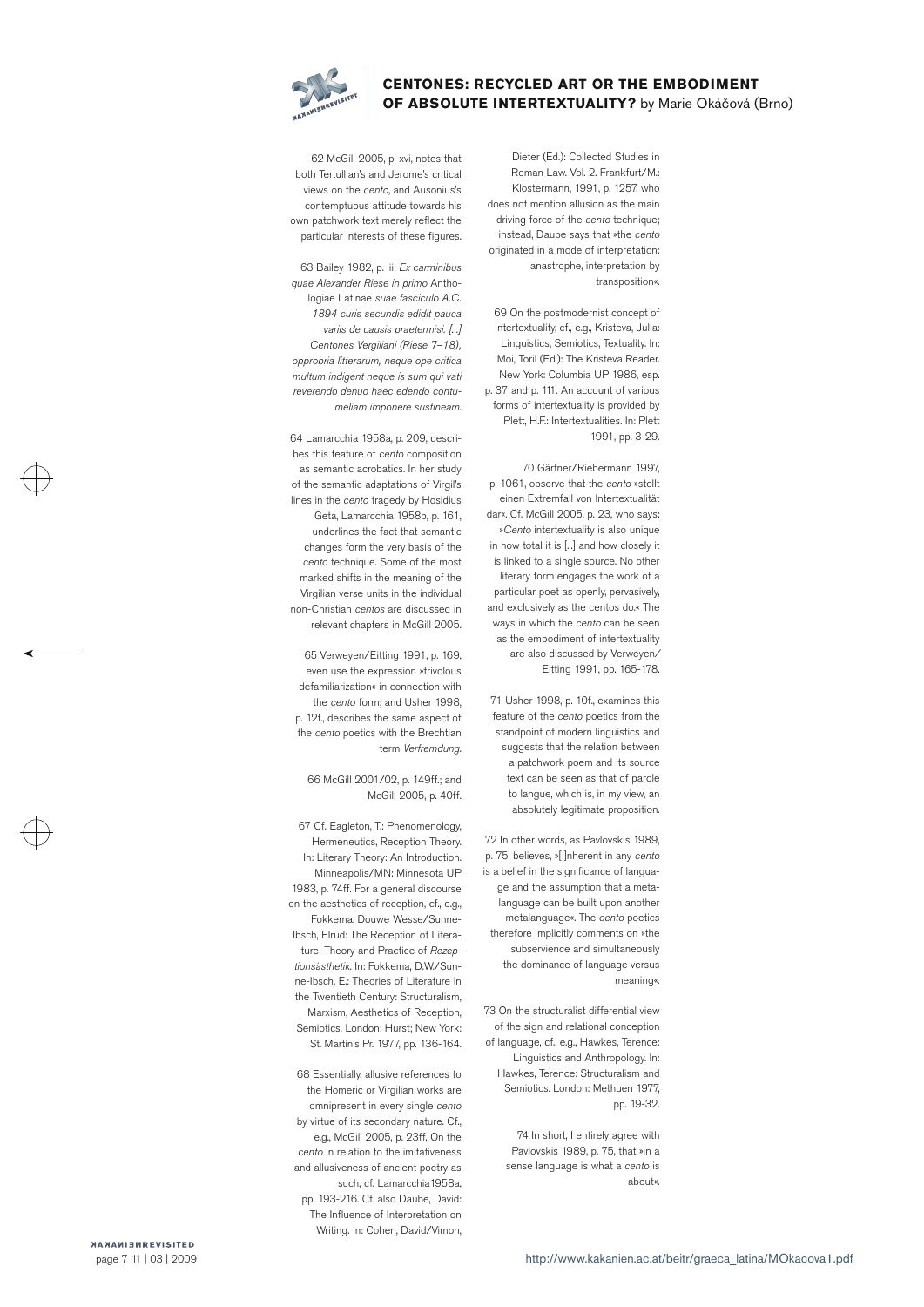62 McGill 2005, p. xvi, notes that both Tertullian's and Jerome's critical views on the *cento*, and Ausonius's contemptuous attitude towards his own patchwork text merely reflect the particular interests of these figures.

63 Bailey 1982, p. iii: *Ex carminibus quae Alexander Riese in primo* Anthologiae Latinae *suae fasciculo A.C. 1894 curis secundis edidit pauca variis de causis praetermisi. [...] Centones Vergiliani (Riese 7–18), opprobria litterarum, neque ope critica multum indigent neque is sum qui vati reverendo denuo haec edendo contumeliam imponere sustineam.*

64 Lamarcchia 1958a, p. 209, describes this feature of *cento* composition as semantic acrobatics. In her study of the semantic adaptations of Virgil's lines in the *cento* tragedy by Hosidius Geta, Lamarcchia 1958b, p. 161, underlines the fact that semantic changes form the very basis of the *cento* technique. Some of the most marked shifts in the meaning of the Virgilian verse units in the individual non-Christian *centos* are discussed in relevant chapters in McGill 2005.

65 Verweyen/Eitting 1991, p. 169, even use the expression »frivolous defamiliarization« in connection with the *cento* form; and Usher 1998, p. 12f., describes the same aspect of the *cento* poetics with the Brechtian term *Verfremdung*.

66 McGill 2001/02, p. 149ff.; and McGill 2005, p. 40ff.

67 Cf. Eagleton, T.: Phenomenology, Hermeneutics, Reception Theory. In: Literary Theory: An Introduction. Minneapolis/MN: Minnesota UP 1983, p. 74ff. For a general discourse on the aesthetics of reception, cf., e.g., Fokkema, Douwe Wesse/Sunne-Ibsch, Elrud: The Reception of Literature: Theory and Practice of *Rezeptionsästhetik*. In: Fokkema, D.W./Sunne-Ibsch, E.: Theories of Literature in the Twentieth Century: Structuralism, Marxism, Aesthetics of Reception, Semiotics. London: Hurst; New York: St. Martin's Pr. 1977, pp. 136-164.

68 Essentially, allusive references to the Homeric or Virgilian works are omnipresent in every single *cento* by virtue of its secondary nature. Cf., e.g., McGill 2005, p. 23ff. On the *cento* in relation to the imitativeness and allusiveness of ancient poetry as such, cf. Lamarcchia 1958a, pp. 193-216. Cf. also Daube, David: The Influence of Interpretation on Writing. In: Cohen, David/Vimon, Dieter (Ed.): Collected Studies in Roman Law. Vol. 2. Frankfurt/M.: Klostermann, 1991, p. 1257, who does not mention allusion as the main driving force of the *cento* technique; instead, Daube says that »the *cento* originated in a mode of interpretation: anastrophe, interpretation by transposition«.

69 On the postmodernist concept of intertextuality, cf., e.g., Kristeva, Julia: Linguistics, Semiotics, Textuality. In: Moi, Toril (Ed.): The Kristeva Reader. New York: Columbia UP 1986, esp. p. 37 and p. 111. An account of various forms of intertextuality is provided by Plett, H.F.: Intertextualities. In: Plett 1991, pp. 3-29.

70 Gärtner/Riebermann 1997, p. 1061, observe that the *cento* »stellt einen Extremfall von Intertextualität dar«. Cf. McGill 2005, p. 23, who says: »*Cento* intertextuality is also unique in how total it is [...] and how closely it is linked to a single source. No other literary form engages the work of a particular poet as openly, pervasively, and exclusively as the centos do.« The ways in which the *cento* can be seen as the embodiment of intertextuality are also discussed by Verweyen/Eitting 1991, pp. 165-178.

71 Usher 1998, p. 10f., examines this feature of the *cento* poetics from the standpoint of modern linguistics and suggests that the relation between a patchwork poem and its source text can be seen as that of parole to langue, which is, in my view, an absolutely legitimate proposition.

72 In other words, as Pavlovskis 1989, p. 75, believes, »[i]nherent in any *cento* is a belief in the significance of language and the assumption that a metalanguage can be built upon another metalanguage«. The *cento* poetics therefore implicitly comments on »the subservience and simultaneously the dominance of language versus meaning«.

73 On the structuralist differential view of the sign and relational conception of language, cf., e.g., Hawkes, Terence: Linguistics and Anthropology. In: Hawkes, Terence: Structuralism and Semiotics. London: Methuen 1977, pp. 19-32.

74 In short, I entirely agree with Pavlovskis 1989, p. 75, that »in a sense language is what a *cento* is about«.